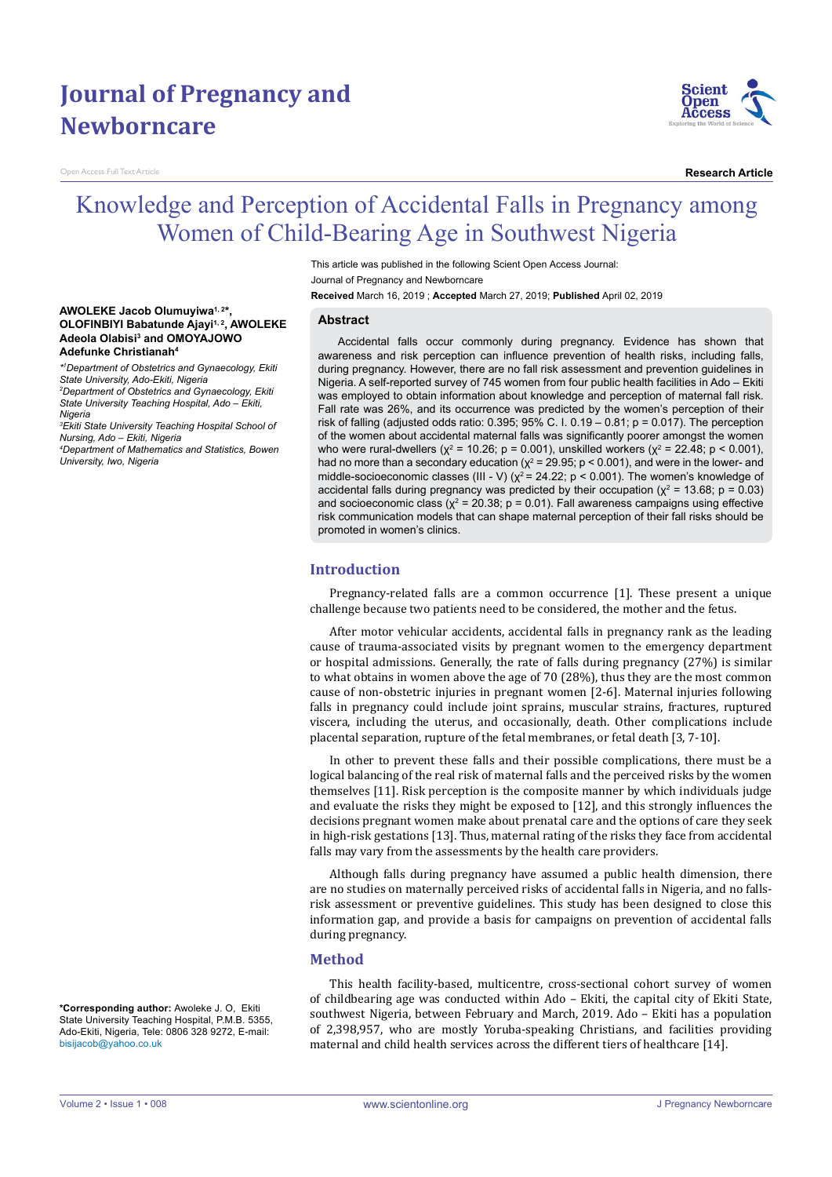# Journal of Pregnancy and Newborncare

Open Access Full Text Article

**Research Article**

# Knowledge and Perception of Accidental Falls in Pregnancy among Women of Child-Bearing Age in Southwest Nigeria

This article was published in the following Scient Open Access Journal:
Journal of Pregnancy and Newborncare
**Received** March 16, 2019 ; **Accepted** March 27, 2019; **Published** April 02, 2019

**AWOLEKE Jacob Olumuyiwa[1, 2]*, OLOFINBIYI Babatunde Ajayi[1, 2], AWOLEKE Adeola Olabisi[3] and OMOYAJOWO Adefunke Christianah[4]**

*[*1]Department of Obstetrics and Gynaecology, Ekiti State University, Ado-Ekiti, Nigeria*
*[2]Department of Obstetrics and Gynaecology, Ekiti State University Teaching Hospital, Ado – Ekiti, Nigeria*
*[3]Ekiti State University Teaching Hospital School of Nursing, Ado – Ekiti, Nigeria*
*[4]Department of Mathematics and Statistics, Bowen University, Iwo, Nigeria*

**\*Corresponding author:** Awoleke J. O, Ekiti State University Teaching Hospital, P.M.B. 5355, Ado-Ekiti, Nigeria, Tele: 0806 328 9272, E-mail: bisijacob@yahoo.co.uk

## Abstract

Accidental falls occur commonly during pregnancy. Evidence has shown that awareness and risk perception can influence prevention of health risks, including falls, during pregnancy. However, there are no fall risk assessment and prevention guidelines in Nigeria. A self-reported survey of 745 women from four public health facilities in Ado – Ekiti was employed to obtain information about knowledge and perception of maternal fall risk. Fall rate was 26%, and its occurrence was predicted by the women's perception of their risk of falling (adjusted odds ratio: 0.395; 95% C. I. 0.19 – 0.81; p = 0.017). The perception of the women about accidental maternal falls was significantly poorer amongst the women who were rural-dwellers ($\chi^2$ = 10.26; p = 0.001), unskilled workers ($\chi^2$ = 22.48; p < 0.001), had no more than a secondary education ($\chi^2$ = 29.95; p < 0.001), and were in the lower- and middle-socioeconomic classes (III - V) ($\chi^2$ = 24.22; p < 0.001). The women's knowledge of accidental falls during pregnancy was predicted by their occupation ($\chi^2$ = 13.68; p = 0.03) and socioeconomic class ($\chi^2$ = 20.38; p = 0.01). Fall awareness campaigns using effective risk communication models that can shape maternal perception of their fall risks should be promoted in women's clinics.

## Introduction

Pregnancy-related falls are a common occurrence [1]. These present a unique challenge because two patients need to be considered, the mother and the fetus.

After motor vehicular accidents, accidental falls in pregnancy rank as the leading cause of trauma-associated visits by pregnant women to the emergency department or hospital admissions. Generally, the rate of falls during pregnancy (27%) is similar to what obtains in women above the age of 70 (28%), thus they are the most common cause of non-obstetric injuries in pregnant women [2-6]. Maternal injuries following falls in pregnancy could include joint sprains, muscular strains, fractures, ruptured viscera, including the uterus, and occasionally, death. Other complications include placental separation, rupture of the fetal membranes, or fetal death [3, 7-10].

In other to prevent these falls and their possible complications, there must be a logical balancing of the real risk of maternal falls and the perceived risks by the women themselves [11]. Risk perception is the composite manner by which individuals judge and evaluate the risks they might be exposed to [12], and this strongly influences the decisions pregnant women make about prenatal care and the options of care they seek in high-risk gestations [13]. Thus, maternal rating of the risks they face from accidental falls may vary from the assessments by the health care providers.

Although falls during pregnancy have assumed a public health dimension, there are no studies on maternally perceived risks of accidental falls in Nigeria, and no falls-risk assessment or preventive guidelines. This study has been designed to close this information gap, and provide a basis for campaigns on prevention of accidental falls during pregnancy.

## Method

This health facility-based, multicentre, cross-sectional cohort survey of women of childbearing age was conducted within Ado – Ekiti, the capital city of Ekiti State, southwest Nigeria, between February and March, 2019. Ado – Ekiti has a population of 2,398,957, who are mostly Yoruba-speaking Christians, and facilities providing maternal and child health services across the different tiers of healthcare [14].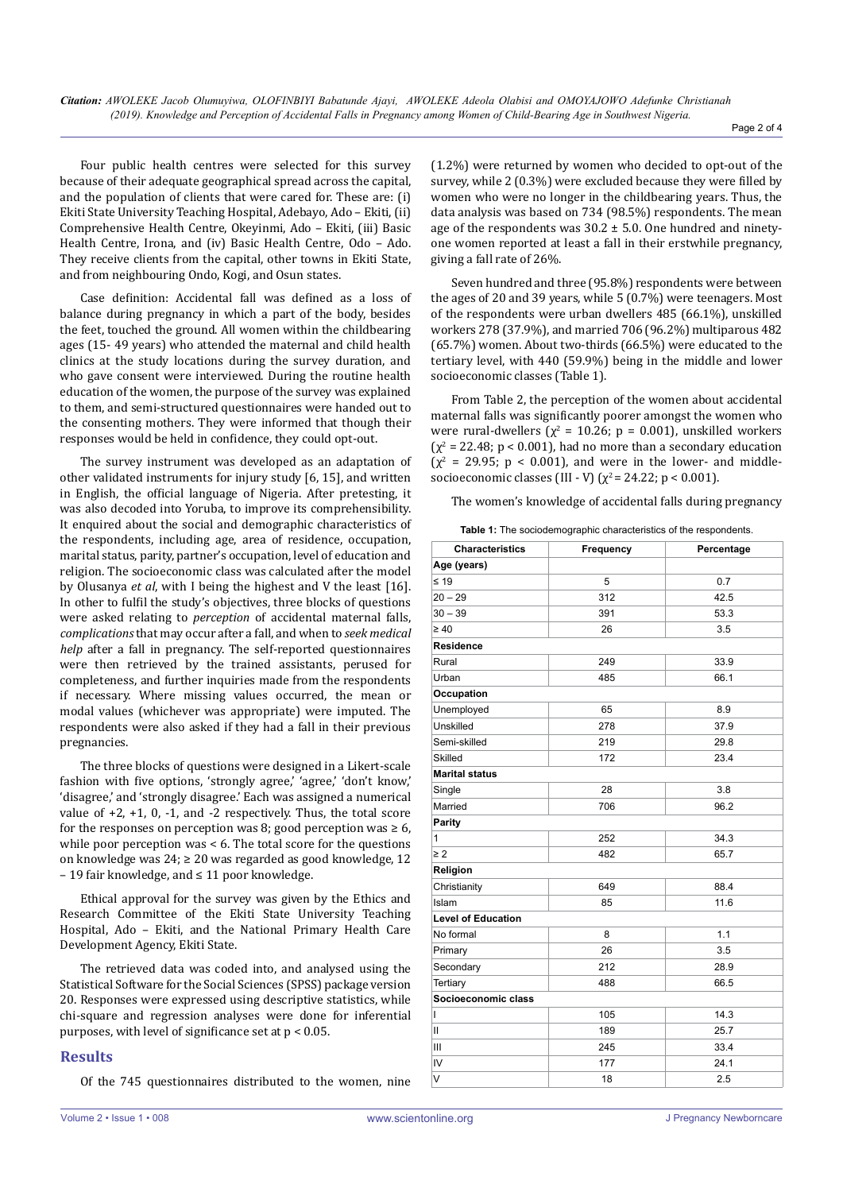Four public health centres were selected for this survey because of their adequate geographical spread across the capital, and the population of clients that were cared for. These are: (i) Ekiti State University Teaching Hospital, Adebayo, Ado – Ekiti, (ii) Comprehensive Health Centre, Okeyinmi, Ado – Ekiti, (iii) Basic Health Centre, Irona, and (iv) Basic Health Centre, Odo – Ado. They receive clients from the capital, other towns in Ekiti State, and from neighbouring Ondo, Kogi, and Osun states.

Case definition: Accidental fall was defined as a loss of balance during pregnancy in which a part of the body, besides the feet, touched the ground. All women within the childbearing ages (15- 49 years) who attended the maternal and child health clinics at the study locations during the survey duration, and who gave consent were interviewed. During the routine health education of the women, the purpose of the survey was explained to them, and semi-structured questionnaires were handed out to the consenting mothers. They were informed that though their responses would be held in confidence, they could opt-out.

The survey instrument was developed as an adaptation of other validated instruments for injury study [6, 15], and written in English, the official language of Nigeria. After pretesting, it was also decoded into Yoruba, to improve its comprehensibility. It enquired about the social and demographic characteristics of the respondents, including age, area of residence, occupation, marital status, parity, partner's occupation, level of education and religion. The socioeconomic class was calculated after the model by Olusanya *et al*, with I being the highest and V the least [16]. In other to fulfil the study's objectives, three blocks of questions were asked relating to *perception* of accidental maternal falls, *complications* that may occur after a fall, and when to *seek medical help* after a fall in pregnancy. The self-reported questionnaires were then retrieved by the trained assistants, perused for completeness, and further inquiries made from the respondents if necessary. Where missing values occurred, the mean or modal values (whichever was appropriate) were imputed. The respondents were also asked if they had a fall in their previous pregnancies.

The three blocks of questions were designed in a Likert-scale fashion with five options, 'strongly agree,' 'agree,' 'don't know,' 'disagree,' and 'strongly disagree.' Each was assigned a numerical value of +2, +1, 0, -1, and -2 respectively. Thus, the total score for the responses on perception was 8; good perception was ≥ 6, while poor perception was < 6. The total score for the questions on knowledge was 24; ≥ 20 was regarded as good knowledge, 12 – 19 fair knowledge, and ≤ 11 poor knowledge.

Ethical approval for the survey was given by the Ethics and Research Committee of the Ekiti State University Teaching Hospital, Ado – Ekiti, and the National Primary Health Care Development Agency, Ekiti State.

The retrieved data was coded into, and analysed using the Statistical Software for the Social Sciences (SPSS) package version 20. Responses were expressed using descriptive statistics, while chi-square and regression analyses were done for inferential purposes, with level of significance set at $p < 0.05$.

## Results

Of the 745 questionnaires distributed to the women, nine (1.2%) were returned by women who decided to opt-out of the survey, while 2 (0.3%) were excluded because they were filled by women who were no longer in the childbearing years. Thus, the data analysis was based on 734 (98.5%) respondents. The mean age of the respondents was 30.2 ± 5.0. One hundred and ninety-one women reported at least a fall in their erstwhile pregnancy, giving a fall rate of 26%.

Seven hundred and three (95.8%) respondents were between the ages of 20 and 39 years, while 5 (0.7%) were teenagers. Most of the respondents were urban dwellers 485 (66.1%), unskilled workers 278 (37.9%), and married 706 (96.2%) multiparous 482 (65.7%) women. About two-thirds (66.5%) were educated to the tertiary level, with 440 (59.9%) being in the middle and lower socioeconomic classes (Table 1).

From Table 2, the perception of the women about accidental maternal falls was significantly poorer amongst the women who were rural-dwellers ($\chi^2 = 10.26$; $p = 0.001$), unskilled workers ($\chi^2 = 22.48$; $p < 0.001$), had no more than a secondary education ($\chi^2 = 29.95$; $p < 0.001$), and were in the lower- and middle-socioeconomic classes (III - V) ($\chi^2 = 24.22$; $p < 0.001$).

The women's knowledge of accidental falls during pregnancy

**Table 1:** The sociodemographic characteristics of the respondents.

| Characteristics | Frequency | Percentage |
|---|---|---|
| **Age (years)** | | |
| ≤ 19 | 5 | 0.7 |
| 20 – 29 | 312 | 42.5 |
| 30 – 39 | 391 | 53.3 |
| ≥ 40 | 26 | 3.5 |
| **Residence** | | |
| Rural | 249 | 33.9 |
| Urban | 485 | 66.1 |
| **Occupation** | | |
| Unemployed | 65 | 8.9 |
| Unskilled | 278 | 37.9 |
| Semi-skilled | 219 | 29.8 |
| Skilled | 172 | 23.4 |
| **Marital status** | | |
| Single | 28 | 3.8 |
| Married | 706 | 96.2 |
| **Parity** | | |
| 1 | 252 | 34.3 |
| ≥ 2 | 482 | 65.7 |
| **Religion** | | |
| Christianity | 649 | 88.4 |
| Islam | 85 | 11.6 |
| **Level of Education** | | |
| No formal | 8 | 1.1 |
| Primary | 26 | 3.5 |
| Secondary | 212 | 28.9 |
| Tertiary | 488 | 66.5 |
| **Socioeconomic class** | | |
| I | 105 | 14.3 |
| II | 189 | 25.7 |
| III | 245 | 33.4 |
| IV | 177 | 24.1 |
| V | 18 | 2.5 |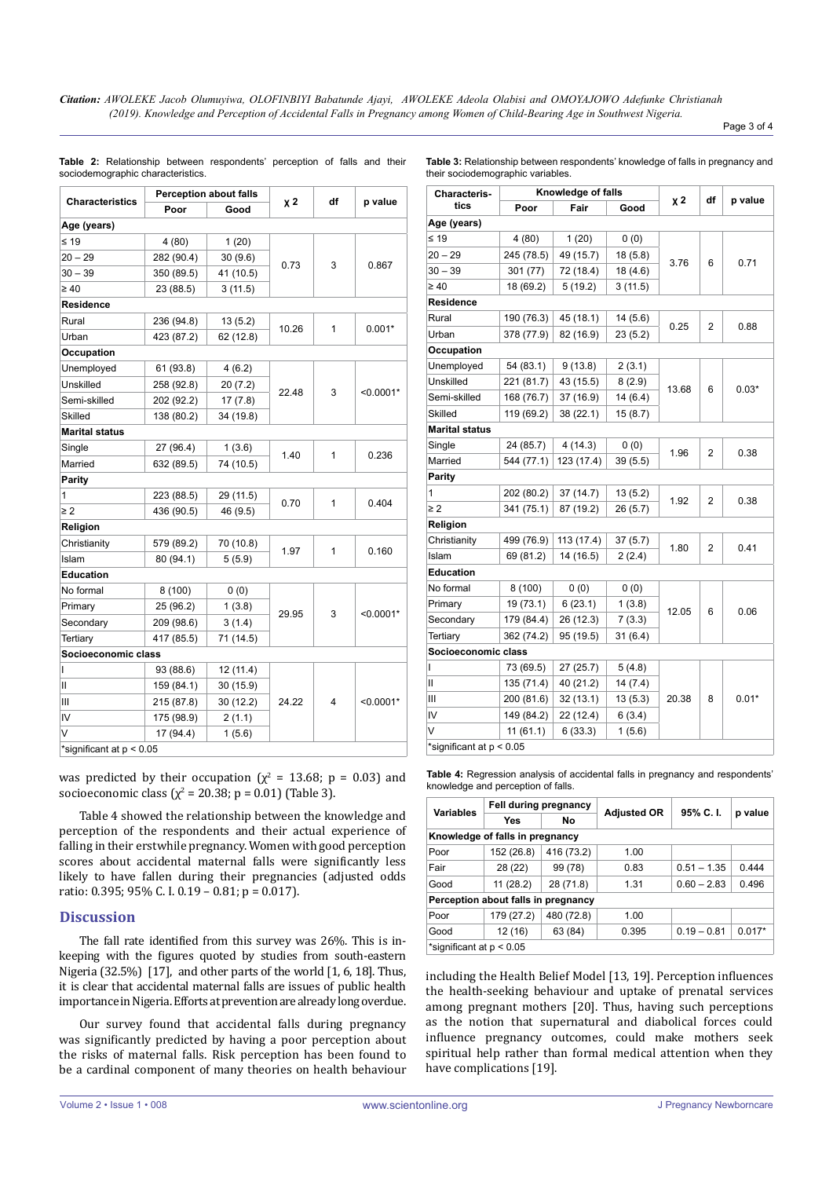**Table 2:** Relationship between respondents' perception of falls and their sociodemographic characteristics.

| Characteristics | Perception about falls | | $\chi^2$ | df | p value |
|---|---|---|---|---|---|
| | Poor | Good | | | |
| **Age (years)** | | | | | |
| ≤ 19 | 4 (80) | 1 (20) | 0.73 | 3 | 0.867 |
| 20 – 29 | 282 (90.4) | 30 (9.6) | | | |
| 30 – 39 | 350 (89.5) | 41 (10.5) | | | |
| ≥ 40 | 23 (88.5) | 3 (11.5) | | | |
| **Residence** | | | | | |
| Rural | 236 (94.8) | 13 (5.2) | 10.26 | 1 | 0.001* |
| Urban | 423 (87.2) | 62 (12.8) | | | |
| **Occupation** | | | | | |
| Unemployed | 61 (93.8) | 4 (6.2) | 22.48 | 3 | <0.0001* |
| Unskilled | 258 (92.8) | 20 (7.2) | | | |
| Semi-skilled | 202 (92.2) | 17 (7.8) | | | |
| Skilled | 138 (80.2) | 34 (19.8) | | | |
| **Marital status** | | | | | |
| Single | 27 (96.4) | 1 (3.6) | 1.40 | 1 | 0.236 |
| Married | 632 (89.5) | 74 (10.5) | | | |
| **Parity** | | | | | |
| 1 | 223 (88.5) | 29 (11.5) | 0.70 | 1 | 0.404 |
| ≥ 2 | 436 (90.5) | 46 (9.5) | | | |
| **Religion** | | | | | |
| Christianity | 579 (89.2) | 70 (10.8) | 1.97 | 1 | 0.160 |
| Islam | 80 (94.1) | 5 (5.9) | | | |
| **Education** | | | | | |
| No formal | 8 (100) | 0 (0) | 29.95 | 3 | <0.0001* |
| Primary | 25 (96.2) | 1 (3.8) | | | |
| Secondary | 209 (98.6) | 3 (1.4) | | | |
| Tertiary | 417 (85.5) | 71 (14.5) | | | |
| **Socioeconomic class** | | | | | |
| I | 93 (88.6) | 12 (11.4) | 24.22 | 4 | <0.0001* |
| II | 159 (84.1) | 30 (15.9) | | | |
| III | 215 (87.8) | 30 (12.2) | | | |
| IV | 175 (98.9) | 2 (1.1) | | | |
| V | 17 (94.4) | 1 (5.6) | | | |

*significant at $p < 0.05$

**Table 3:** Relationship between respondents' knowledge of falls in pregnancy and their sociodemographic variables.

| Characteristics | Knowledge of falls | | | $\chi^2$ | df | p value |
|---|---|---|---|---|---|---|
| | Poor | Fair | Good | | | |
| **Age (years)** | | | | | | |
| ≤ 19 | 4 (80) | 1 (20) | 0 (0) | 3.76 | 6 | 0.71 |
| 20 – 29 | 245 (78.5) | 49 (15.7) | 18 (5.8) | | | |
| 30 – 39 | 301 (77) | 72 (18.4) | 18 (4.6) | | | |
| ≥ 40 | 18 (69.2) | 5 (19.2) | 3 (11.5) | | | |
| **Residence** | | | | | | |
| Rural | 190 (76.3) | 45 (18.1) | 14 (5.6) | 0.25 | 2 | 0.88 |
| Urban | 378 (77.9) | 82 (16.9) | 23 (5.2) | | | |
| **Occupation** | | | | | | |
| Unemployed | 54 (83.1) | 9 (13.8) | 2 (3.1) | 13.68 | 6 | 0.03* |
| Unskilled | 221 (81.7) | 43 (15.5) | 8 (2.9) | | | |
| Semi-skilled | 168 (76.7) | 37 (16.9) | 14 (6.4) | | | |
| Skilled | 119 (69.2) | 38 (22.1) | 15 (8.7) | | | |
| **Marital status** | | | | | | |
| Single | 24 (85.7) | 4 (14.3) | 0 (0) | 1.96 | 2 | 0.38 |
| Married | 544 (77.1) | 123 (17.4) | 39 (5.5) | | | |
| **Parity** | | | | | | |
| 1 | 202 (80.2) | 37 (14.7) | 13 (5.2) | 1.92 | 2 | 0.38 |
| ≥ 2 | 341 (75.1) | 87 (19.2) | 26 (5.7) | | | |
| **Religion** | | | | | | |
| Christianity | 499 (76.9) | 113 (17.4) | 37 (5.7) | 1.80 | 2 | 0.41 |
| Islam | 69 (81.2) | 14 (16.5) | 2 (2.4) | | | |
| **Education** | | | | | | |
| No formal | 8 (100) | 0 (0) | 0 (0) | 12.05 | 6 | 0.06 |
| Primary | 19 (73.1) | 6 (23.1) | 1 (3.8) | | | |
| Secondary | 179 (84.4) | 26 (12.3) | 7 (3.3) | | | |
| Tertiary | 362 (74.2) | 95 (19.5) | 31 (6.4) | | | |
| **Socioeconomic class** | | | | | | |
| I | 73 (69.5) | 27 (25.7) | 5 (4.8) | 20.38 | 8 | 0.01* |
| II | 135 (71.4) | 40 (21.2) | 14 (7.4) | | | |
| III | 200 (81.6) | 32 (13.1) | 13 (5.3) | | | |
| IV | 149 (84.2) | 22 (12.4) | 6 (3.4) | | | |
| V | 11 (61.1) | 6 (33.3) | 1 (5.6) | | | |

*significant at $p < 0.05$

was predicted by their occupation ($\chi^2 = 13.68$; $p = 0.03$) and socioeconomic class ($\chi^2 = 20.38$; $p = 0.01$) (Table 3).

Table 4 showed the relationship between the knowledge and perception of the respondents and their actual experience of falling in their erstwhile pregnancy. Women with good perception scores about accidental maternal falls were significantly less likely to have fallen during their pregnancies (adjusted odds ratio: 0.395; 95% C. I. 0.19 – 0.81; $p = 0.017$).

**Table 4:** Regression analysis of accidental falls in pregnancy and respondents' knowledge and perception of falls.

| Variables | Fell during pregnancy | | Adjusted OR | 95% C. I. | p value |
|---|---|---|---|---|---|
| | Yes | No | | | |
| **Knowledge of falls in pregnancy** | | | | | |
| Poor | 152 (26.8) | 416 (73.2) | 1.00 | | |
| Fair | 28 (22) | 99 (78) | 0.83 | 0.51 – 1.35 | 0.444 |
| Good | 11 (28.2) | 28 (71.8) | 1.31 | 0.60 – 2.83 | 0.496 |
| **Perception about falls in pregnancy** | | | | | |
| Poor | 179 (27.2) | 480 (72.8) | 1.00 | | |
| Good | 12 (16) | 63 (84) | 0.395 | 0.19 – 0.81 | 0.017* |

*significant at $p < 0.05$

## Discussion

The fall rate identified from this survey was 26%. This is in-keeping with the figures quoted by studies from south-eastern Nigeria (32.5%) [17], and other parts of the world [1, 6, 18]. Thus, it is clear that accidental maternal falls are issues of public health importance in Nigeria. Efforts at prevention are already long overdue.

Our survey found that accidental falls during pregnancy was significantly predicted by having a poor perception about the risks of maternal falls. Risk perception has been found to be a cardinal component of many theories on health behaviour including the Health Belief Model [13, 19]. Perception influences the health-seeking behaviour and uptake of prenatal services among pregnant mothers [20]. Thus, having such perceptions as the notion that supernatural and diabolical forces could influence pregnancy outcomes, could make mothers seek spiritual help rather than formal medical attention when they have complications [19].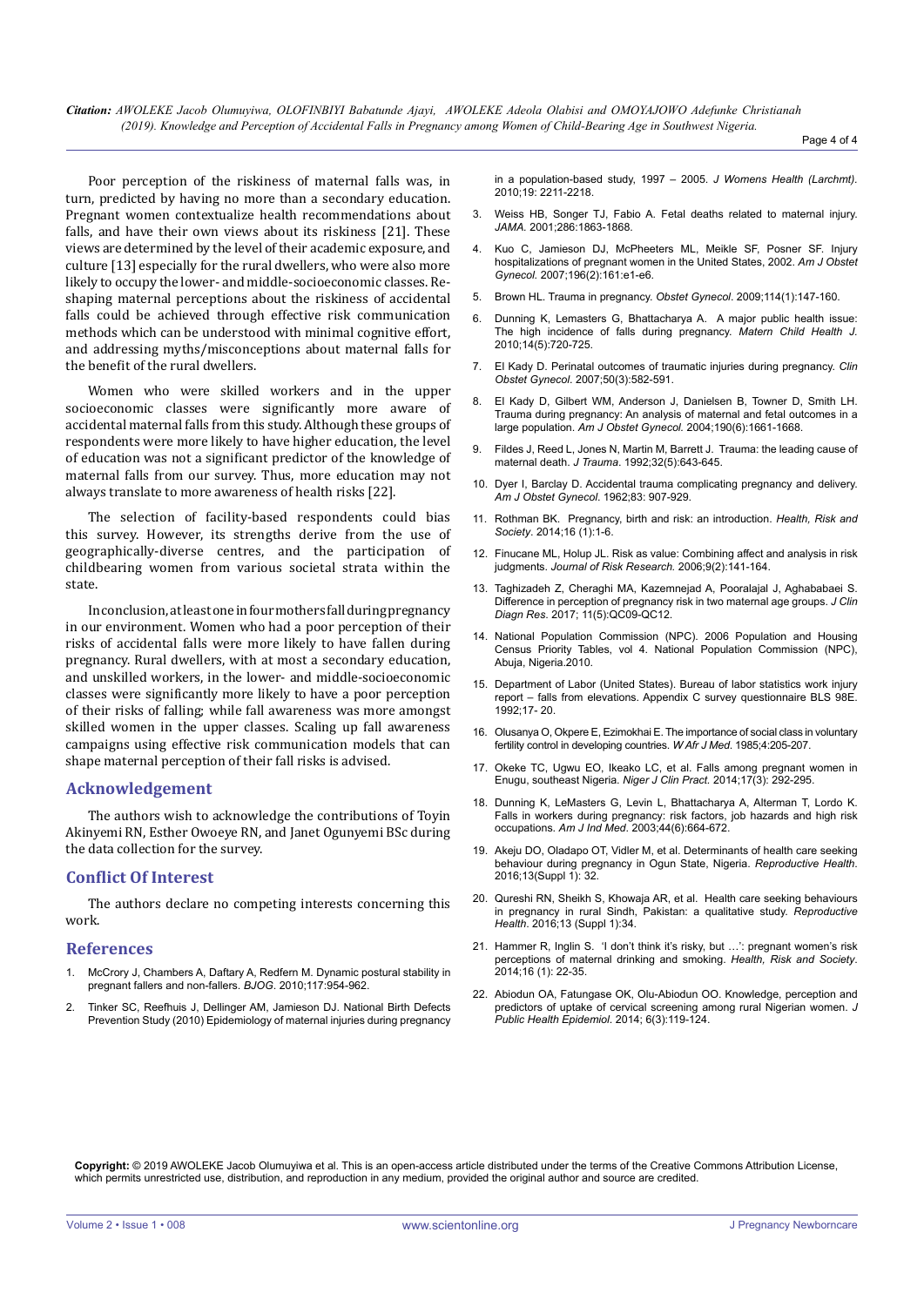Poor perception of the riskiness of maternal falls was, in turn, predicted by having no more than a secondary education. Pregnant women contextualize health recommendations about falls, and have their own views about its riskiness [21]. These views are determined by the level of their academic exposure, and culture [13] especially for the rural dwellers, who were also more likely to occupy the lower- and middle-socioeconomic classes. Re-shaping maternal perceptions about the riskiness of accidental falls could be achieved through effective risk communication methods which can be understood with minimal cognitive effort, and addressing myths/misconceptions about maternal falls for the benefit of the rural dwellers.

Women who were skilled workers and in the upper socioeconomic classes were significantly more aware of accidental maternal falls from this study. Although these groups of respondents were more likely to have higher education, the level of education was not a significant predictor of the knowledge of maternal falls from our survey. Thus, more education may not always translate to more awareness of health risks [22].

The selection of facility-based respondents could bias this survey. However, its strengths derive from the use of geographically-diverse centres, and the participation of childbearing women from various societal strata within the state.

In conclusion, at least one in four mothers fall during pregnancy in our environment. Women who had a poor perception of their risks of accidental falls were more likely to have fallen during pregnancy. Rural dwellers, with at most a secondary education, and unskilled workers, in the lower- and middle-socioeconomic classes were significantly more likely to have a poor perception of their risks of falling; while fall awareness was more amongst skilled women in the upper classes. Scaling up fall awareness campaigns using effective risk communication models that can shape maternal perception of their fall risks is advised.

## Acknowledgement

The authors wish to acknowledge the contributions of Toyin Akinyemi RN, Esther Owoeye RN, and Janet Ogunyemi BSc during the data collection for the survey.

## Conflict Of Interest

The authors declare no competing interests concerning this work.

## References

1. McCrory J, Chambers A, Daftary A, Redfern M. Dynamic postural stability in pregnant fallers and non-fallers. *BJOG*. 2010;117:954-962.
2. Tinker SC, Reefhuis J, Dellinger AM, Jamieson DJ. National Birth Defects Prevention Study (2010) Epidemiology of maternal injuries during pregnancy in a population-based study, 1997 – 2005. *J Womens Health (Larchmt)*. 2010;19: 2211-2218.
3. Weiss HB, Songer TJ, Fabio A. Fetal deaths related to maternal injury. *JAMA*. 2001;286:1863-1868.
4. Kuo C, Jamieson DJ, McPheeters ML, Meikle SF, Posner SF. Injury hospitalizations of pregnant women in the United States, 2002. *Am J Obstet Gynecol.* 2007;196(2):161:e1-e6.
5. Brown HL. Trauma in pregnancy. *Obstet Gynecol*. 2009;114(1):147-160.
6. Dunning K, Lemasters G, Bhattacharya A. A major public health issue: The high incidence of falls during pregnancy. *Matern Child Health J.* 2010;14(5):720-725.
7. El Kady D. Perinatal outcomes of traumatic injuries during pregnancy. *Clin Obstet Gynecol*. 2007;50(3):582-591.
8. El Kady D, Gilbert WM, Anderson J, Danielsen B, Towner D, Smith LH. Trauma during pregnancy: An analysis of maternal and fetal outcomes in a large population. *Am J Obstet Gynecol.* 2004;190(6):1661-1668.
9. Fildes J, Reed L, Jones N, Martin M, Barrett J. Trauma: the leading cause of maternal death. *J Trauma*. 1992;32(5):643-645.
10. Dyer I, Barclay D. Accidental trauma complicating pregnancy and delivery. *Am J Obstet Gynecol*. 1962;83: 907-929.
11. Rothman BK. Pregnancy, birth and risk: an introduction. *Health, Risk and Society*. 2014;16 (1):1-6.
12. Finucane ML, Holup JL. Risk as value: Combining affect and analysis in risk judgments. *Journal of Risk Research.* 2006;9(2):141-164.
13. Taghizadeh Z, Cheraghi MA, Kazemnejad A, Pooralajal J, Aghababaei S. Difference in perception of pregnancy risk in two maternal age groups. *J Clin Diagn Res*. 2017; 11(5):QC09-QC12.
14. National Population Commission (NPC). 2006 Population and Housing Census Priority Tables, vol 4. National Population Commission (NPC), Abuja, Nigeria.2010.
15. Department of Labor (United States). Bureau of labor statistics work injury report – falls from elevations. Appendix C survey questionnaire BLS 98E. 1992;17- 20.
16. Olusanya O, Okpere E, Ezimokhai E. The importance of social class in voluntary fertility control in developing countries. *W Afr J Med.* 1985;4:205-207.
17. Okeke TC, Ugwu EO, Ikeako LC, et al. Falls among pregnant women in Enugu, southeast Nigeria. *Niger J Clin Pract.* 2014;17(3): 292-295.
18. Dunning K, LeMasters G, Levin L, Bhattacharya A, Alterman T, Lordo K. Falls in workers during pregnancy: risk factors, job hazards and high risk occupations. *Am J Ind Med*. 2003;44(6):664-672.
19. Akeju DO, Oladapo OT, Vidler M, et al. Determinants of health care seeking behaviour during pregnancy in Ogun State, Nigeria. *Reproductive Health*. 2016;13(Suppl 1): 32.
20. Qureshi RN, Sheikh S, Khowaja AR, et al. Health care seeking behaviours in pregnancy in rural Sindh, Pakistan: a qualitative study. *Reproductive Health*. 2016;13 (Suppl 1):34.
21. Hammer R, Inglin S. 'I don't think it's risky, but …': pregnant women's risk perceptions of maternal drinking and smoking. *Health, Risk and Society*. 2014;16 (1): 22-35.
22. Abiodun OA, Fatungase OK, Olu-Abiodun OO. Knowledge, perception and predictors of uptake of cervical screening among rural Nigerian women. *J Public Health Epidemiol*. 2014; 6(3):119-124.

**Copyright:** © 2019 AWOLEKE Jacob Olumuyiwa et al. This is an open-access article distributed under the terms of the Creative Commons Attribution License, which permits unrestricted use, distribution, and reproduction in any medium, provided the original author and source are credited.